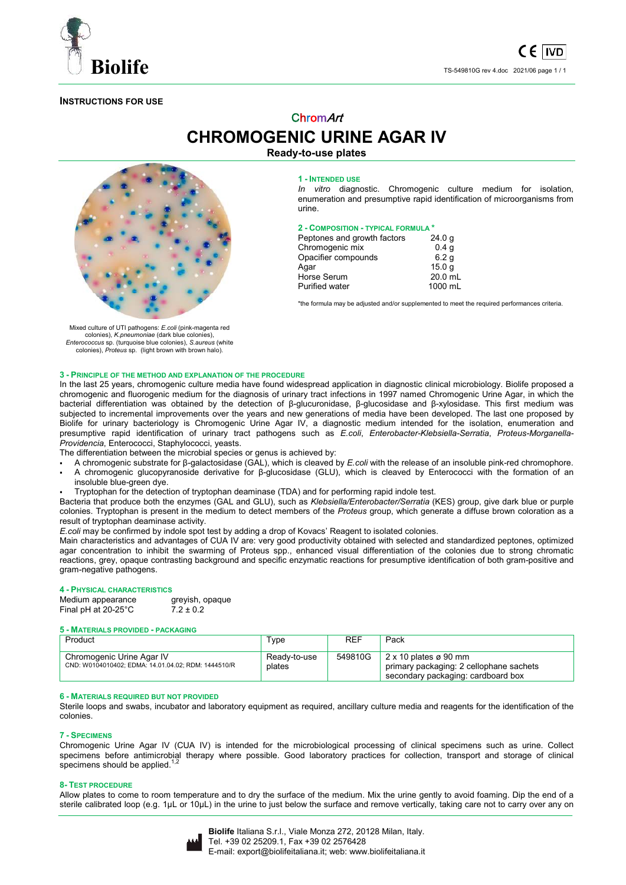**INSTRUCTIONS FOR USE**

# ChromArt

# CHROMOGENIC URINE AGAR IV

**Ready-to-use plates**

Mixed culture of UTI pathogens: *E.coli* (pink-magenta red colonies), *K.pneumoniae* (dark blue colonies), *Enterococcus* sp. (turquoise blue colonies), *S.aureus* (white colonies), *Proteus* sp. (light brown with brown halo).

## 1 - INTENDED USE

*In vitro* diagnostic. Chromogenic culture medium for isolation, enumeration and presumptive rapid identification of microorganisms from urine.

## 2 - COMPOSITION - TYPICAL FORMULA *

| | |
|---|---|
| Peptones and growth factors | 24.0 g |
| Chromogenic mix | 0.4 g |
| Opacifier compounds | 6.2 g |
| Agar | 15.0 g |
| Horse Serum | 20.0 mL |
| Purified water | 1000 mL |

*the formula may be adjusted and/or supplemented to meet the required performances criteria.

## 3 - PRINCIPLE OF THE METHOD AND EXPLANATION OF THE PROCEDURE

In the last 25 years, chromogenic culture media have found widespread application in diagnostic clinical microbiology. Biolife proposed a chromogenic and fluorogenic medium for the diagnosis of urinary tract infections in 1997 named Chromogenic Urine Agar, in which the bacterial differentiation was obtained by the detection of β-glucuronidase, β-glucosidase and β-xylosidase. This first medium was subjected to incremental improvements over the years and new generations of media have been developed. The last one proposed by Biolife for urinary bacteriology is Chromogenic Urine Agar IV, a diagnostic medium intended for the isolation, enumeration and presumptive rapid identification of urinary tract pathogens such as *E.coli*, *Enterobacter-Klebsiella-Serratia*, *Proteus-Morganella-Providencia*, Enterococci, Staphylococci, yeasts.

The differentiation between the microbial species or genus is achieved by:

- A chromogenic substrate for β-galactosidase (GAL), which is cleaved by *E.coli* with the release of an insoluble pink-red chromophore.
- A chromogenic glucopyranoside derivative for β-glucosidase (GLU), which is cleaved by Enterococci with the formation of an insoluble blue-green dye.
- Tryptophan for the detection of tryptophan deaminase (TDA) and for performing rapid indole test.

Bacteria that produce both the enzymes (GAL and GLU), such as *Klebsiella/Enterobacter/Serratia* (KES) group, give dark blue or purple colonies. Tryptophan is present in the medium to detect members of the *Proteus* group, which generate a diffuse brown coloration as a result of tryptophan deaminase activity.

*E.coli* may be confirmed by indole spot test by adding a drop of Kovacs' Reagent to isolated colonies.

Main characteristics and advantages of CUA IV are: very good productivity obtained with selected and standardized peptones, optimized agar concentration to inhibit the swarming of Proteus spp., enhanced visual differentiation of the colonies due to strong chromatic reactions, grey, opaque contrasting background and specific enzymatic reactions for presumptive identification of both gram-positive and gram-negative pathogens.

## 4 - PHYSICAL CHARACTERISTICS

| | |
|---|---|
| Medium appearance | greyish, opaque |
| Final pH at 20-25°C | 7.2 ± 0.2 |

## 5 - MATERIALS PROVIDED - PACKAGING

| Product | Type | REF | Pack |
|---|---|---|---|
| Chromogenic Urine Agar IV<br>CND: W0104010402; EDMA: 14.01.04.02; RDM: 1444510/R | Ready-to-use plates | 549810G | 2 x 10 plates ø 90 mm<br>primary packaging: 2 cellophane sachets<br>secondary packaging: cardboard box |

## 6 - MATERIALS REQUIRED BUT NOT PROVIDED

Sterile loops and swabs, incubator and laboratory equipment as required, ancillary culture media and reagents for the identification of the colonies.

## 7 - SPECIMENS

Chromogenic Urine Agar IV (CUA IV) is intended for the microbiological processing of clinical specimens such as urine. Collect specimens before antimicrobial therapy where possible. Good laboratory practices for collection, transport and storage of clinical specimens should be applied.[1,2]

## 8- TEST PROCEDURE

Allow plates to come to room temperature and to dry the surface of the medium. Mix the urine gently to avoid foaming. Dip the end of a sterile calibrated loop (e.g. 1µL or 10µL) in the urine to just below the surface and remove vertically, taking care not to carry over any on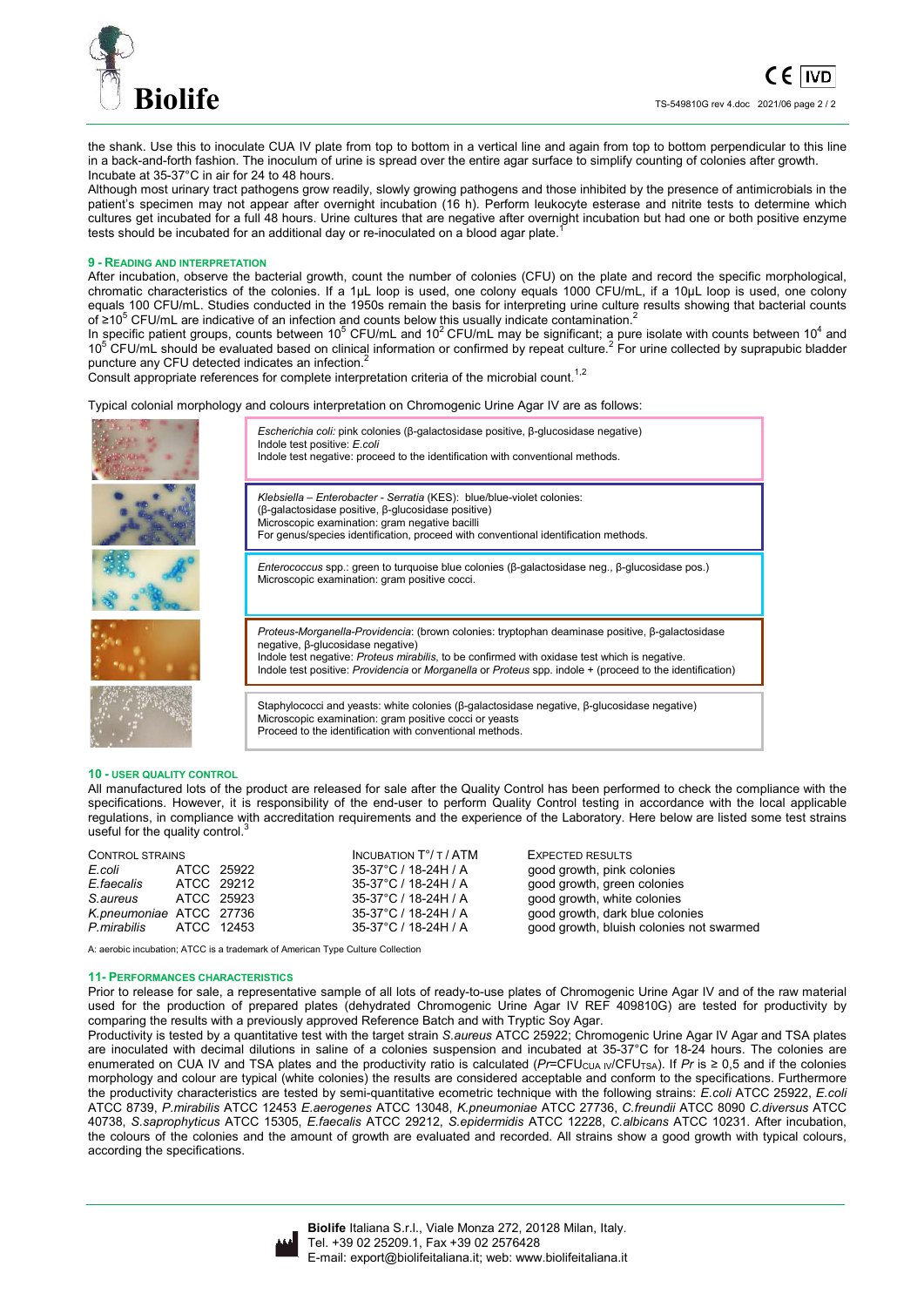the shank. Use this to inoculate CUA IV plate from top to bottom in a vertical line and again from top to bottom perpendicular to this line in a back-and-forth fashion. The inoculum of urine is spread over the entire agar surface to simplify counting of colonies after growth. Incubate at 35-37°C in air for 24 to 48 hours.

Although most urinary tract pathogens grow readily, slowly growing pathogens and those inhibited by the presence of antimicrobials in the patient's specimen may not appear after overnight incubation (16 h). Perform leukocyte esterase and nitrite tests to determine which cultures get incubated for a full 48 hours. Urine cultures that are negative after overnight incubation but had one or both positive enzyme tests should be incubated for an additional day or re-inoculated on a blood agar plate.[1]

## 9 - READING AND INTERPRETATION

After incubation, observe the bacterial growth, count the number of colonies (CFU) on the plate and record the specific morphological, chromatic characteristics of the colonies. If a 1µL loop is used, one colony equals 1000 CFU/mL, if a 10µL loop is used, one colony equals 100 CFU/mL. Studies conducted in the 1950s remain the basis for interpreting urine culture results showing that bacterial counts of $\geq 10^5$ CFU/mL are indicative of an infection and counts below this usually indicate contamination.[2]

In specific patient groups, counts between $10^5$ CFU/mL and $10^2$ CFU/mL may be significant; a pure isolate with counts between $10^4$ and $10^5$ CFU/mL should be evaluated based on clinical information or confirmed by repeat culture.[2] For urine collected by suprapubic bladder puncture any CFU detected indicates an infection.[2]

Consult appropriate references for complete interpretation criteria of the microbial count.[1,2]

Typical colonial morphology and colours interpretation on Chromogenic Urine Agar IV are as follows:

*Escherichia coli:* pink colonies (β-galactosidase positive, β-glucosidase negative)
Indole test positive: *E.coli*
Indole test negative: proceed to the identification with conventional methods.

*Klebsiella – Enterobacter - Serratia* (KES): blue/blue-violet colonies:
(β-galactosidase positive, β-glucosidase positive)
Microscopic examination: gram negative bacilli
For genus/species identification, proceed with conventional identification methods.

*Enterococcus* spp.: green to turquoise blue colonies (β-galactosidase neg., β-glucosidase pos.)
Microscopic examination: gram positive cocci.

*Proteus-Morganella-Providencia*: (brown colonies: tryptophan deaminase positive, β-galactosidase negative, β-glucosidase negative)
Indole test negative: *Proteus mirabilis*, to be confirmed with oxidase test which is negative.
Indole test positive: *Providencia* or *Morganella* or *Proteus* spp. indole + (proceed to the identification)

Staphylococci and yeasts: white colonies (β-galactosidase negative, β-glucosidase negative)
Microscopic examination: gram positive cocci or yeasts
Proceed to the identification with conventional methods.

## 10 - USER QUALITY CONTROL

All manufactured lots of the product are released for sale after the Quality Control has been performed to check the compliance with the specifications. However, it is responsibility of the end-user to perform Quality Control testing in accordance with the local applicable regulations, in compliance with accreditation requirements and the experience of the Laboratory. Here below are listed some test strains useful for the quality control.[3]

| CONTROL STRAINS | | INCUBATION T°/ T / ATM | EXPECTED RESULTS |
|---|---|---|---|
| *E.coli* | ATCC 25922 | 35-37°C / 18-24H / A | good growth, pink colonies |
| *E.faecalis* | ATCC 29212 | 35-37°C / 18-24H / A | good growth, green colonies |
| *S.aureus* | ATCC 25923 | 35-37°C / 18-24H / A | good growth, white colonies |
| *K.pneumoniae* | ATCC 27736 | 35-37°C / 18-24H / A | good growth, dark blue colonies |
| *P.mirabilis* | ATCC 12453 | 35-37°C / 18-24H / A | good growth, bluish colonies not swarmed |

A: aerobic incubation; ATCC is a trademark of American Type Culture Collection

## 11- PERFORMANCES CHARACTERISTICS

Prior to release for sale, a representative sample of all lots of ready-to-use plates of Chromogenic Urine Agar IV and of the raw material used for the production of prepared plates (dehydrated Chromogenic Urine Agar IV REF 409810G) are tested for productivity by comparing the results with a previously approved Reference Batch and with Tryptic Soy Agar.

Productivity is tested by a quantitative test with the target strain *S.aureus* ATCC 25922; Chromogenic Urine Agar IV Agar and TSA plates are inoculated with decimal dilutions in saline of a colonies suspension and incubated at 35-37°C for 18-24 hours. The colonies are enumerated on CUA IV and TSA plates and the productivity ratio is calculated ($Pr = CFU_{CUA\ IV}/CFU_{TSA}$). If $Pr$ is $\geq 0{,}5$ and if the colonies morphology and colour are typical (white colonies) the results are considered acceptable and conform to the specifications. Furthermore the productivity characteristics are tested by semi-quantitative ecometric technique with the following strains: *E.coli* ATCC 25922, *E.coli* ATCC 8739, *P.mirabilis* ATCC 12453 *E.aerogenes* ATCC 13048, *K.pneumoniae* ATCC 27736, *C.freundii* ATCC 8090 *C.diversus* ATCC 40738, *S.saprophyticus* ATCC 15305, *E.faecalis* ATCC 29212, *S.epidermidis* ATCC 12228, *C.albicans* ATCC 10231. After incubation, the colours of the colonies and the amount of growth are evaluated and recorded. All strains show a good growth with typical colours, according the specifications.

**Biolife** Italiana S.r.l., Viale Monza 272, 20128 Milan, Italy.
Tel. +39 02 25209.1, Fax +39 02 2576428
E-mail: export@biolifeitaliana.it; web: www.biolifeitaliana.it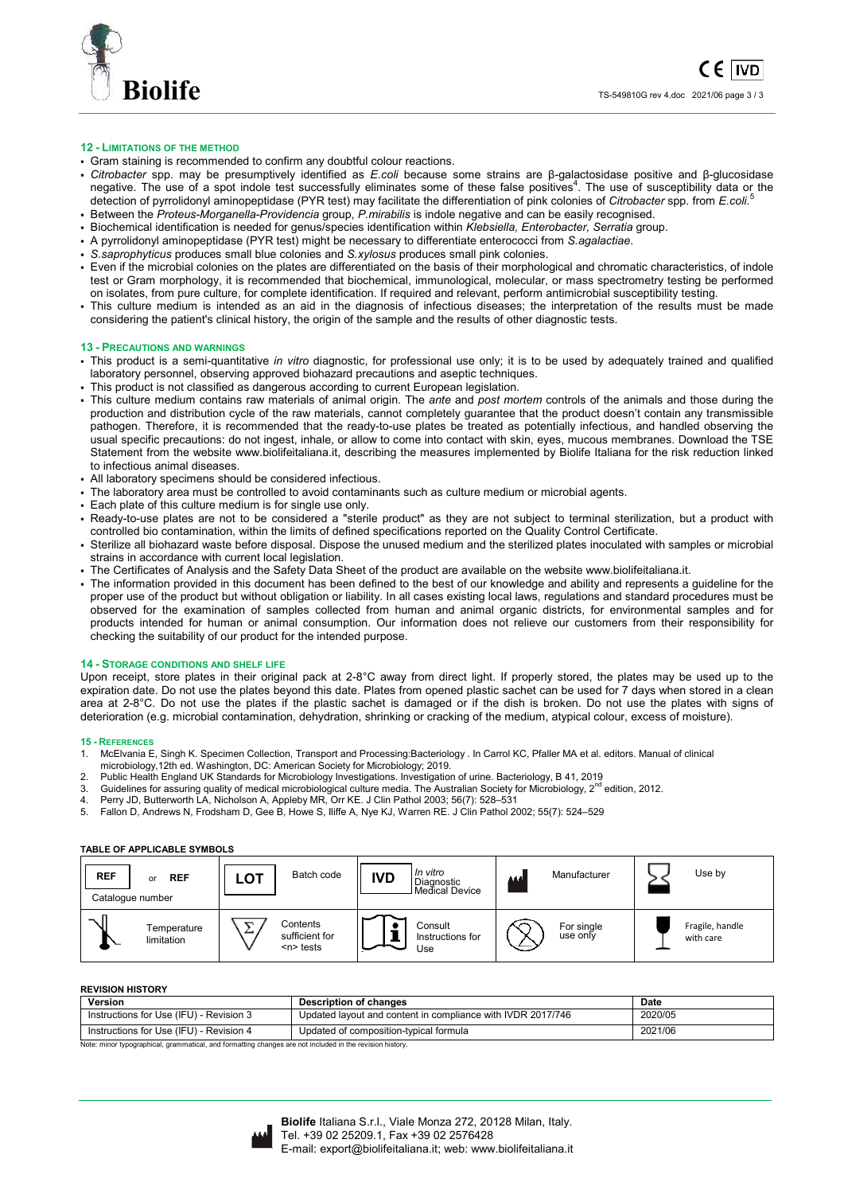## 12 - LIMITATIONS OF THE METHOD

- Gram staining is recommended to confirm any doubtful colour reactions.
- *Citrobacter* spp. may be presumptively identified as *E.coli* because some strains are β-galactosidase positive and β-glucosidase negative. The use of a spot indole test successfully eliminates some of these false positives[4]. The use of susceptibility data or the detection of pyrrolidonyl aminopeptidase (PYR test) may facilitate the differentiation of pink colonies of *Citrobacter* spp. from *E.coli*.[5]
- Between the *Proteus-Morganella-Providencia* group, *P.mirabilis* is indole negative and can be easily recognised.
- Biochemical identification is needed for genus/species identification within *Klebsiella, Enterobacter, Serratia* group.
- A pyrrolidonyl aminopeptidase (PYR test) might be necessary to differentiate enterococci from *S.agalactiae*.
- *S.saprophyticus* produces small blue colonies and *S.xylosus* produces small pink colonies.
- Even if the microbial colonies on the plates are differentiated on the basis of their morphological and chromatic characteristics, of indole test or Gram morphology, it is recommended that biochemical, immunological, molecular, or mass spectrometry testing be performed on isolates, from pure culture, for complete identification. If required and relevant, perform antimicrobial susceptibility testing.
- This culture medium is intended as an aid in the diagnosis of infectious diseases; the interpretation of the results must be made considering the patient's clinical history, the origin of the sample and the results of other diagnostic tests.

## 13 - PRECAUTIONS AND WARNINGS

- This product is a semi-quantitative *in vitro* diagnostic, for professional use only; it is to be used by adequately trained and qualified laboratory personnel, observing approved biohazard precautions and aseptic techniques.
- This product is not classified as dangerous according to current European legislation.
- This culture medium contains raw materials of animal origin. The *ante* and *post mortem* controls of the animals and those during the production and distribution cycle of the raw materials, cannot completely guarantee that the product doesn't contain any transmissible pathogen. Therefore, it is recommended that the ready-to-use plates be treated as potentially infectious, and handled observing the usual specific precautions: do not ingest, inhale, or allow to come into contact with skin, eyes, mucous membranes. Download the TSE Statement from the website www.biolifeitaliana.it, describing the measures implemented by Biolife Italiana for the risk reduction linked to infectious animal diseases.
- All laboratory specimens should be considered infectious.
- The laboratory area must be controlled to avoid contaminants such as culture medium or microbial agents.
- Each plate of this culture medium is for single use only.
- Ready-to-use plates are not to be considered a "sterile product" as they are not subject to terminal sterilization, but a product with controlled bio contamination, within the limits of defined specifications reported on the Quality Control Certificate.
- Sterilize all biohazard waste before disposal. Dispose the unused medium and the sterilized plates inoculated with samples or microbial strains in accordance with current local legislation.
- The Certificates of Analysis and the Safety Data Sheet of the product are available on the website www.biolifeitaliana.it.
- The information provided in this document has been defined to the best of our knowledge and ability and represents a guideline for the proper use of the product but without obligation or liability. In all cases existing local laws, regulations and standard procedures must be observed for the examination of samples collected from human and animal organic districts, for environmental samples and for products intended for human or animal consumption. Our information does not relieve our customers from their responsibility for checking the suitability of our product for the intended purpose.

## 14 - STORAGE CONDITIONS AND SHELF LIFE

Upon receipt, store plates in their original pack at 2-8°C away from direct light. If properly stored, the plates may be used up to the expiration date. Do not use the plates beyond this date. Plates from opened plastic sachet can be used for 7 days when stored in a clean area at 2-8°C. Do not use the plates if the plastic sachet is damaged or if the dish is broken. Do not use the plates with signs of deterioration (e.g. microbial contamination, dehydration, shrinking or cracking of the medium, atypical colour, excess of moisture).

## 15 - REFERENCES

1. McElvania E, Singh K. Specimen Collection, Transport and Processing:Bacteriology . In Carrol KC, Pfaller MA et al. editors. Manual of clinical microbiology,12th ed. Washington, DC: American Society for Microbiology; 2019.
2. Public Health England UK Standards for Microbiology Investigations. Investigation of urine. Bacteriology, B 41, 2019
3. Guidelines for assuring quality of medical microbiological culture media. The Australian Society for Microbiology, 2nd edition, 2012.
4. Perry JD, Butterworth LA, Nicholson A, Appleby MR, Orr KE. J Clin Pathol 2003; 56(7): 528–531
5. Fallon D, Andrews N, Frodsham D, Gee B, Howe S, Iliffe A, Nye KJ, Warren RE. J Clin Pathol 2002; 55(7): 524–529

**TABLE OF APPLICABLE SYMBOLS**

| | | | | |
|---|---|---|---|---|
| REF or REF Catalogue number | LOT Batch code | IVD *In vitro* Diagnostic Medical Device | Manufacturer | Use by |
| Temperature limitation | Contents sufficient for <n> tests | Consult Instructions for Use | For single use only | Fragile, handle with care |

**REVISION HISTORY**

| Version | Description of changes | Date |
|---|---|---|
| Instructions for Use (IFU) - Revision 3 | Updated layout and content in compliance with IVDR 2017/746 | 2020/05 |
| Instructions for Use (IFU) - Revision 4 | Updated of composition-typical formula | 2021/06 |

Note: minor typographical, grammatical, and formatting changes are not included in the revision history.

**Biolife** Italiana S.r.l., Viale Monza 272, 20128 Milan, Italy.
Tel. +39 02 25209.1, Fax +39 02 2576428
E-mail: export@biolifeitaliana.it; web: www.biolifeitaliana.it